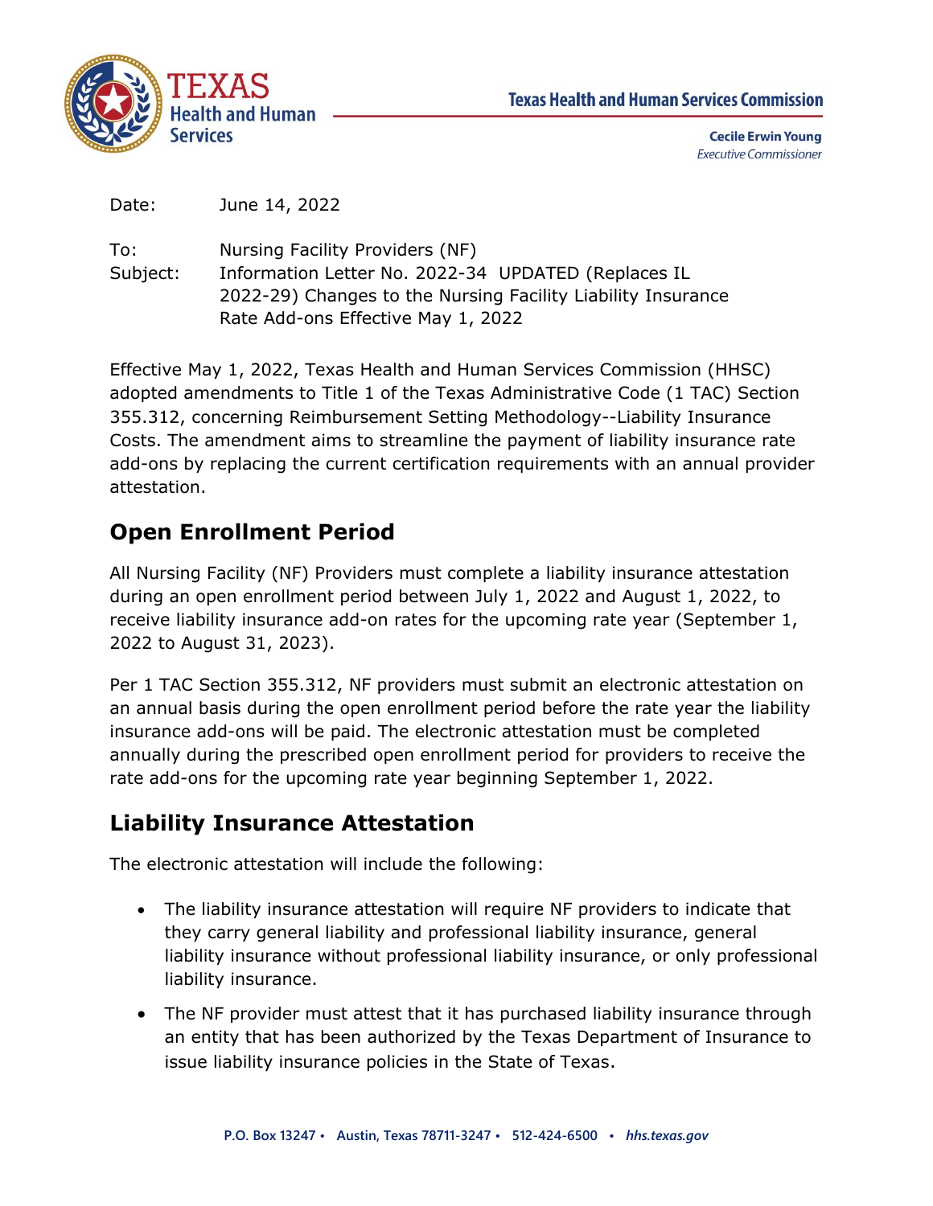Texas Health and Human Services Commission

**Cecile Erwin Young**
*Executive Commissioner*

Date: June 14, 2022

To: Nursing Facility Providers (NF)

Subject: Information Letter No. 2022-34 UPDATED (Replaces IL 2022-29) Changes to the Nursing Facility Liability Insurance Rate Add-ons Effective May 1, 2022

Effective May 1, 2022, Texas Health and Human Services Commission (HHSC) adopted amendments to Title 1 of the Texas Administrative Code (1 TAC) Section 355.312, concerning Reimbursement Setting Methodology--Liability Insurance Costs. The amendment aims to streamline the payment of liability insurance rate add-ons by replacing the current certification requirements with an annual provider attestation.

## Open Enrollment Period

All Nursing Facility (NF) Providers must complete a liability insurance attestation during an open enrollment period between July 1, 2022 and August 1, 2022, to receive liability insurance add-on rates for the upcoming rate year (September 1, 2022 to August 31, 2023).

Per 1 TAC Section 355.312, NF providers must submit an electronic attestation on an annual basis during the open enrollment period before the rate year the liability insurance add-ons will be paid. The electronic attestation must be completed annually during the prescribed open enrollment period for providers to receive the rate add-ons for the upcoming rate year beginning September 1, 2022.

## Liability Insurance Attestation

The electronic attestation will include the following:

- The liability insurance attestation will require NF providers to indicate that they carry general liability and professional liability insurance, general liability insurance without professional liability insurance, or only professional liability insurance.
- The NF provider must attest that it has purchased liability insurance through an entity that has been authorized by the Texas Department of Insurance to issue liability insurance policies in the State of Texas.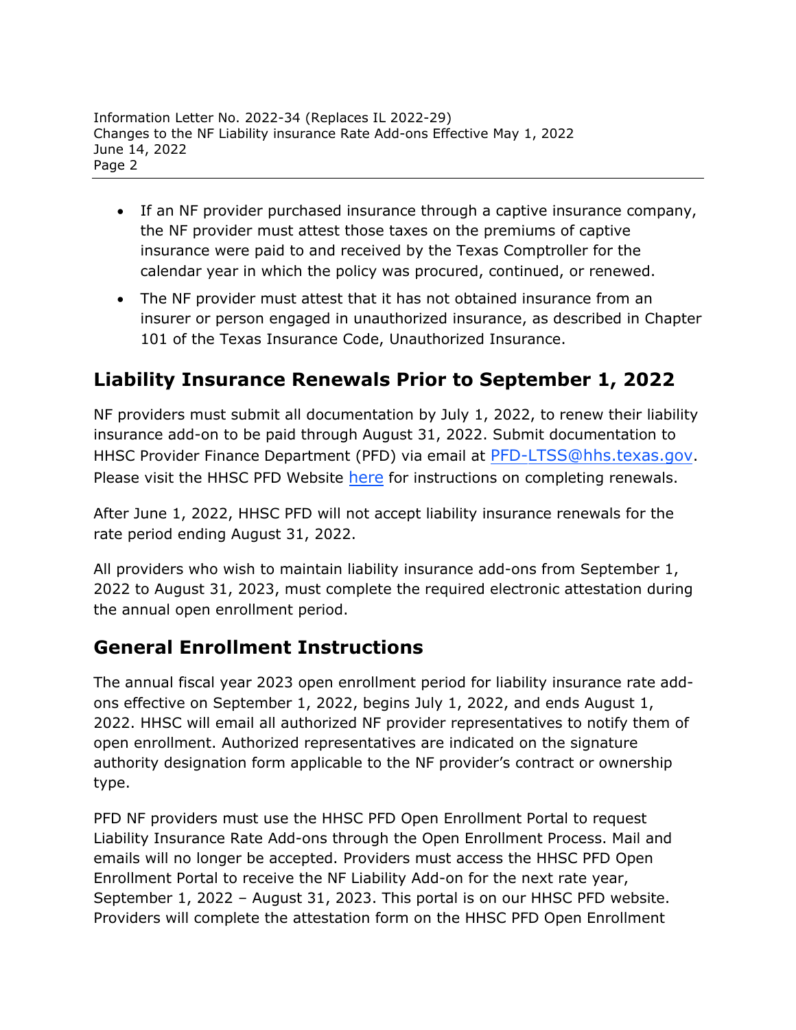- If an NF provider purchased insurance through a captive insurance company, the NF provider must attest those taxes on the premiums of captive insurance were paid to and received by the Texas Comptroller for the calendar year in which the policy was procured, continued, or renewed.
- The NF provider must attest that it has not obtained insurance from an insurer or person engaged in unauthorized insurance, as described in Chapter 101 of the Texas Insurance Code, Unauthorized Insurance.

## Liability Insurance Renewals Prior to September 1, 2022

NF providers must submit all documentation by July 1, 2022, to renew their liability insurance add-on to be paid through August 31, 2022. Submit documentation to HHSC Provider Finance Department (PFD) via email at PFD-LTSS@hhs.texas.gov. Please visit the HHSC PFD Website here for instructions on completing renewals.

After June 1, 2022, HHSC PFD will not accept liability insurance renewals for the rate period ending August 31, 2022.

All providers who wish to maintain liability insurance add-ons from September 1, 2022 to August 31, 2023, must complete the required electronic attestation during the annual open enrollment period.

## General Enrollment Instructions

The annual fiscal year 2023 open enrollment period for liability insurance rate add-ons effective on September 1, 2022, begins July 1, 2022, and ends August 1, 2022. HHSC will email all authorized NF provider representatives to notify them of open enrollment. Authorized representatives are indicated on the signature authority designation form applicable to the NF provider's contract or ownership type.

PFD NF providers must use the HHSC PFD Open Enrollment Portal to request Liability Insurance Rate Add-ons through the Open Enrollment Process. Mail and emails will no longer be accepted. Providers must access the HHSC PFD Open Enrollment Portal to receive the NF Liability Add-on for the next rate year, September 1, 2022 – August 31, 2023. This portal is on our HHSC PFD website. Providers will complete the attestation form on the HHSC PFD Open Enrollment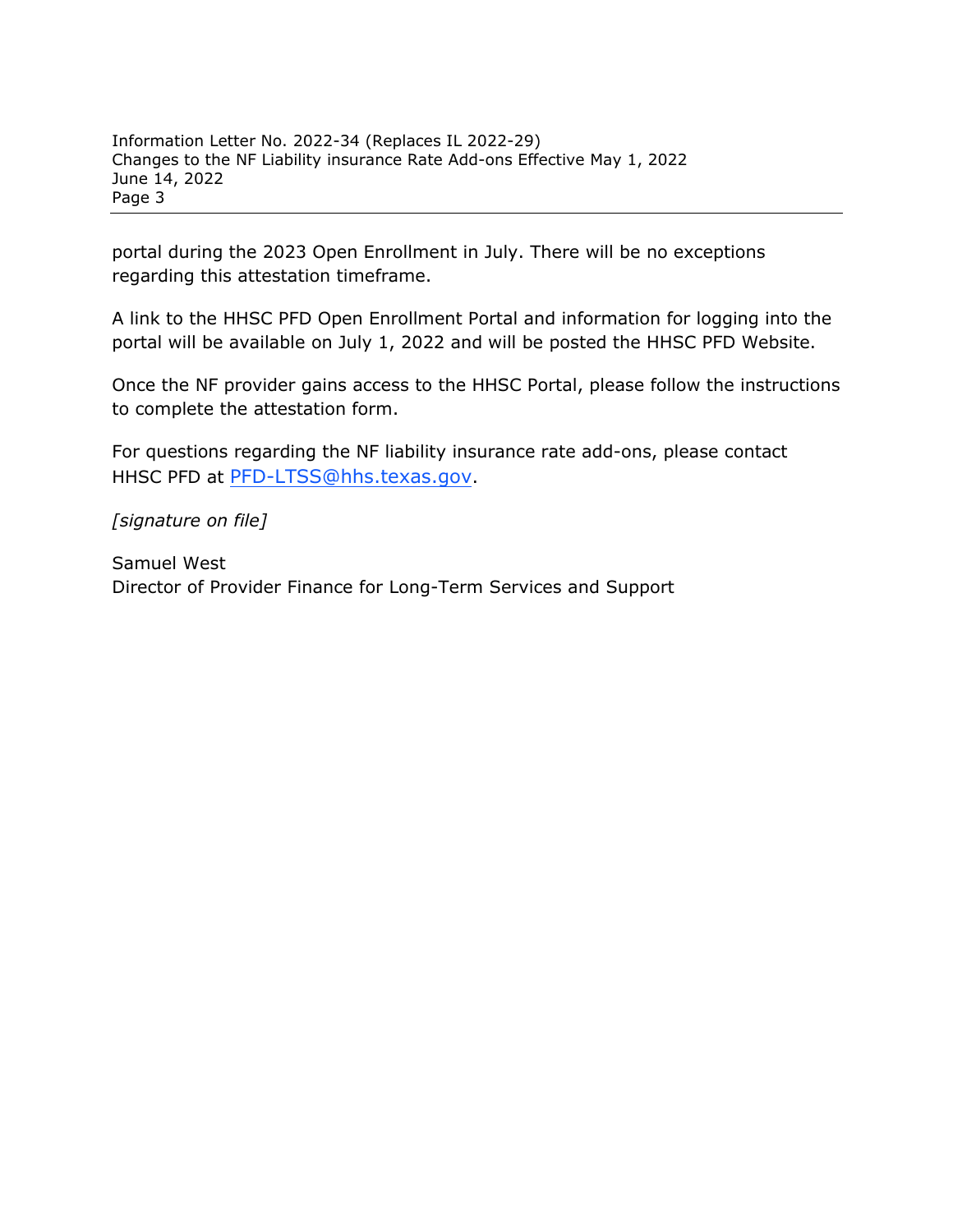portal during the 2023 Open Enrollment in July. There will be no exceptions regarding this attestation timeframe.

A link to the HHSC PFD Open Enrollment Portal and information for logging into the portal will be available on July 1, 2022 and will be posted the HHSC PFD Website.

Once the NF provider gains access to the HHSC Portal, please follow the instructions to complete the attestation form.

For questions regarding the NF liability insurance rate add-ons, please contact HHSC PFD at PFD-LTSS@hhs.texas.gov.

*[signature on file]*

Samuel West
Director of Provider Finance for Long-Term Services and Support